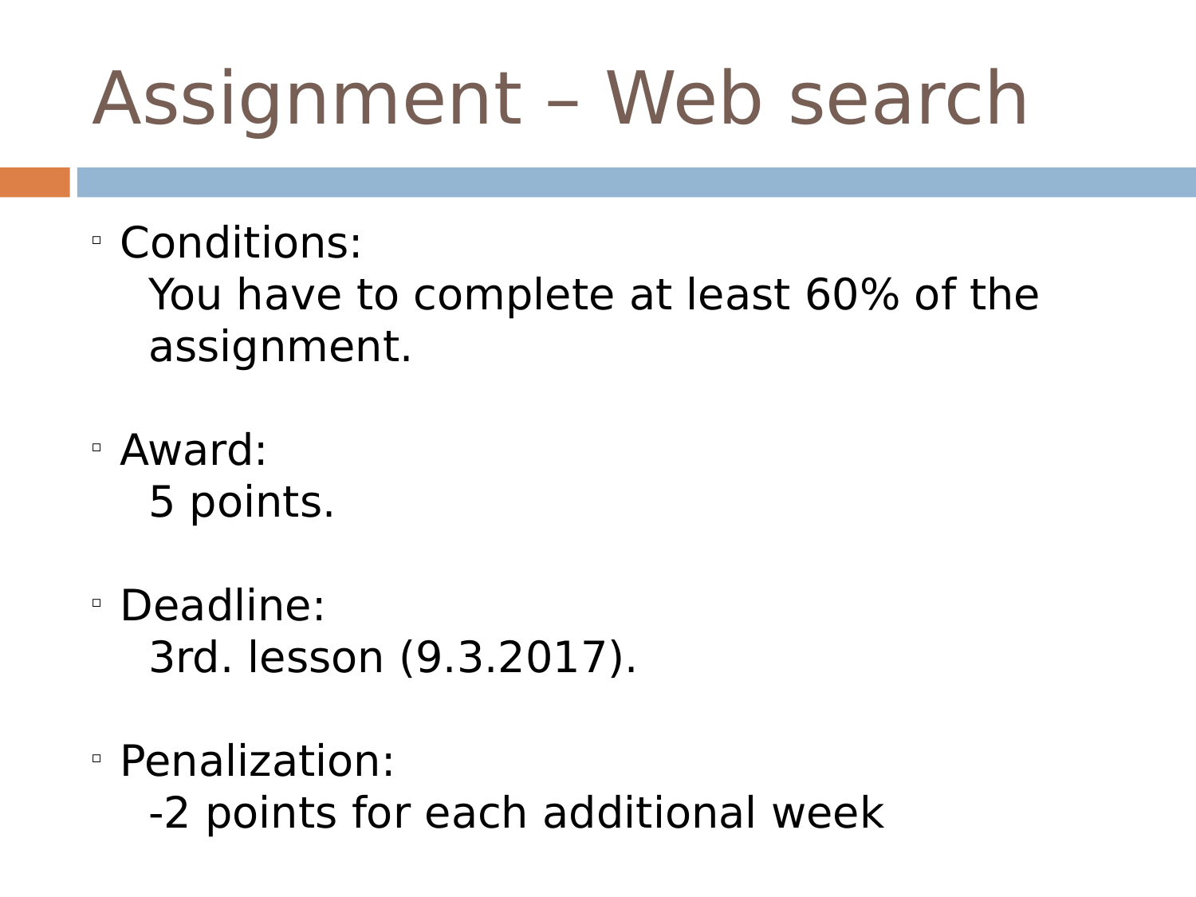# Assignment – Web search

- Conditions:
  You have to complete at least 60% of the assignment.

- Award:
  5 points.

- Deadline:
  3rd. lesson (9.3.2017).

- Penalization:
  -2 points for each additional week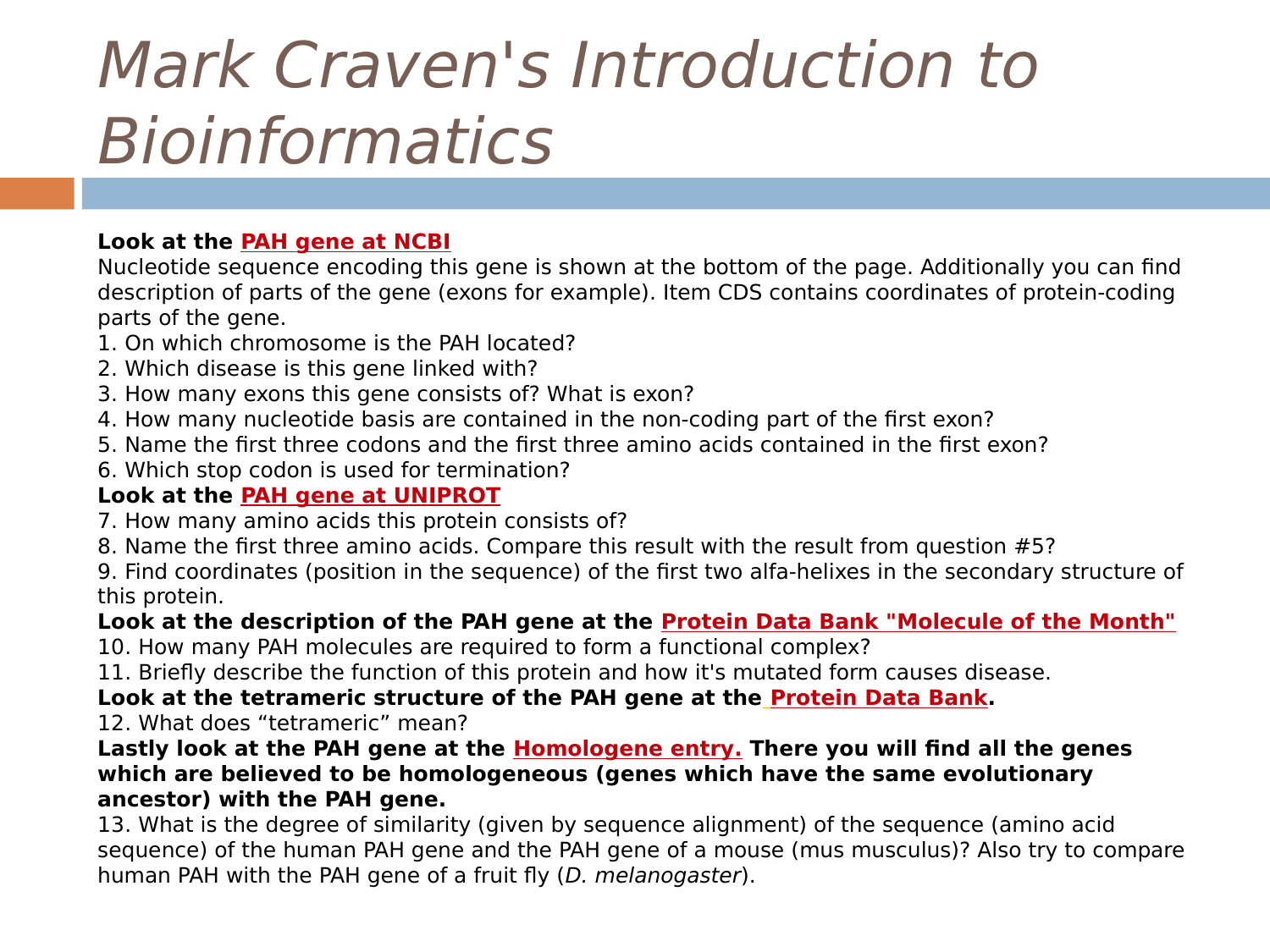# Mark Craven's Introduction to Bioinformatics

**Look at the PAH gene at NCBI**

Nucleotide sequence encoding this gene is shown at the bottom of the page. Additionally you can find description of parts of the gene (exons for example). Item CDS contains coordinates of protein-coding parts of the gene.

1. On which chromosome is the PAH located?
2. Which disease is this gene linked with?
3. How many exons this gene consists of? What is exon?
4. How many nucleotide basis are contained in the non-coding part of the first exon?
5. Name the first three codons and the first three amino acids contained in the first exon?
6. Which stop codon is used for termination?

**Look at the PAH gene at UNIPROT**

7. How many amino acids this protein consists of?
8. Name the first three amino acids. Compare this result with the result from question #5?
9. Find coordinates (position in the sequence) of the first two alfa-helixes in the secondary structure of this protein.

**Look at the description of the PAH gene at the Protein Data Bank "Molecule of the Month"**

10. How many PAH molecules are required to form a functional complex?
11. Briefly describe the function of this protein and how it's mutated form causes disease.

**Look at the tetrameric structure of the PAH gene at the Protein Data Bank.**

12. What does “tetrameric” mean?

**Lastly look at the PAH gene at the Homologene entry. There you will find all the genes which are believed to be homologeneous (genes which have the same evolutionary ancestor) with the PAH gene.**

13. What is the degree of similarity (given by sequence alignment) of the sequence (amino acid sequence) of the human PAH gene and the PAH gene of a mouse (mus musculus)? Also try to compare human PAH with the PAH gene of a fruit fly (*D. melanogaster*).